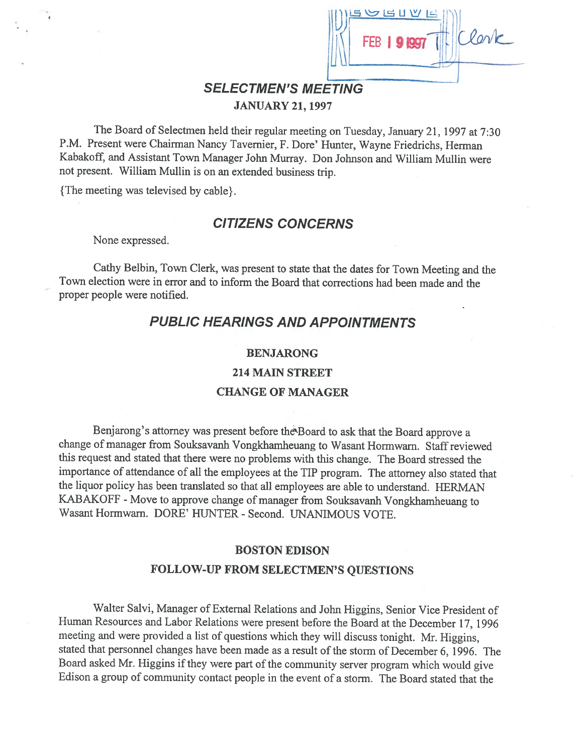RECEIVED FEB 19 1997 T. Clerk

# SELECTMEN'S MEETING

**JANUARY 21, 1997**

The Board of Selectmen held their regular meeting on Tuesday, January 21, 1997 at 7:30 P.M. Present were Chairman Nancy Tavernier, F. Dore' Hunter, Wayne Friedrichs, Herman Kabakoff, and Assistant Town Manager John Murray. Don Johnson and William Mullin were not present. William Mullin is on an extended business trip.

{The meeting was televised by cable}.

## CITIZENS CONCERNS

None expressed.

Cathy Belbin, Town Clerk, was present to state that the dates for Town Meeting and the Town election were in error and to inform the Board that corrections had been made and the proper people were notified.

## PUBLIC HEARINGS AND APPOINTMENTS

**BENJARONG**

**214 MAIN STREET**

**CHANGE OF MANAGER**

Benjarong's attorney was present before the Board to ask that the Board approve a change of manager from Souksavanh Vongkhamheuang to Wasant Hormwarn. Staff reviewed this request and stated that there were no problems with this change. The Board stressed the importance of attendance of all the employees at the TIP program. The attorney also stated that the liquor policy has been translated so that all employees are able to understand. HERMAN KABAKOFF - Move to approve change of manager from Souksavanh Vongkhamheuang to Wasant Hormwarn. DORE' HUNTER - Second. UNANIMOUS VOTE.

**BOSTON EDISON**

**FOLLOW-UP FROM SELECTMEN'S QUESTIONS**

Walter Salvi, Manager of External Relations and John Higgins, Senior Vice President of Human Resources and Labor Relations were present before the Board at the December 17, 1996 meeting and were provided a list of questions which they will discuss tonight. Mr. Higgins, stated that personnel changes have been made as a result of the storm of December 6, 1996. The Board asked Mr. Higgins if they were part of the community server program which would give Edison a group of community contact people in the event of a storm. The Board stated that the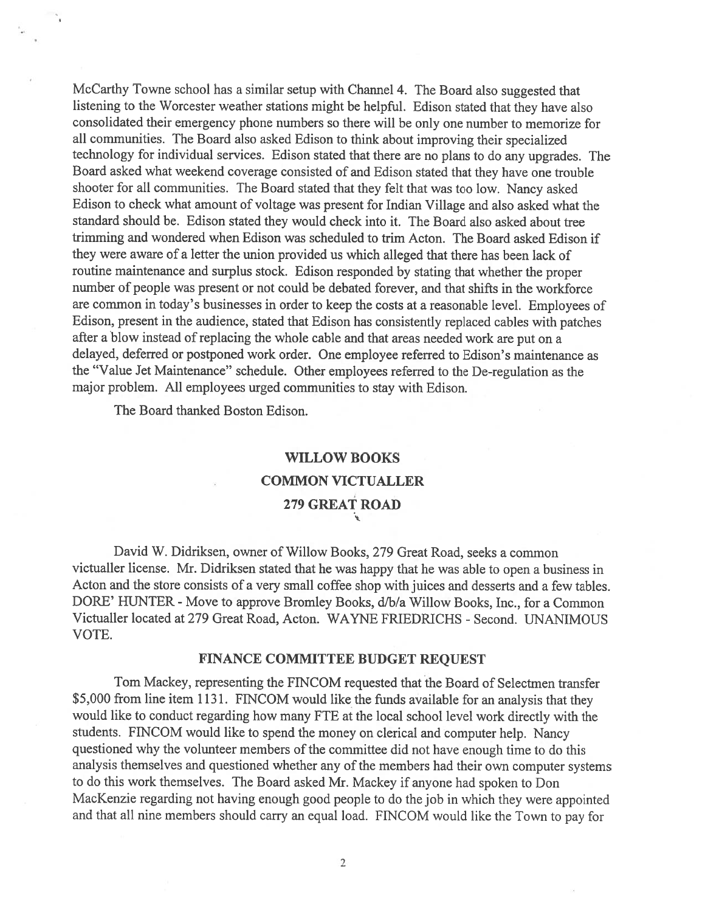McCarthy Towne school has a similar setup with Channel 4. The Board also suggested that listening to the Worcester weather stations might be helpful. Edison stated that they have also consolidated their emergency phone numbers so there will be only one number to memorize for all communities. The Board also asked Edison to think about improving their specialized technology for individual services. Edison stated that there are no plans to do any upgrades. The Board asked what weekend coverage consisted of and Edison stated that they have one trouble shooter for all communities. The Board stated that they felt that was too low. Nancy asked Edison to check what amount of voltage was present for Indian Village and also asked what the standard should be. Edison stated they would check into it. The Board also asked about tree trimming and wondered when Edison was scheduled to trim Acton. The Board asked Edison if they were aware of a letter the union provided us which alleged that there has been lack of routine maintenance and surplus stock. Edison responded by stating that whether the proper number of people was present or not could be debated forever, and that shifts in the workforce are common in today's businesses in order to keep the costs at a reasonable level. Employees of Edison, present in the audience, stated that Edison has consistently replaced cables with patches after a blow instead of replacing the whole cable and that areas needed work are put on a delayed, deferred or postponed work order. One employee referred to Edison's maintenance as the "Value Jet Maintenance" schedule. Other employees referred to the De-regulation as the major problem. All employees urged communities to stay with Edison.

The Board thanked Boston Edison.

## WILLOW BOOKS
## COMMON VICTUALLER
## 279 GREAT ROAD

David W. Didriksen, owner of Willow Books, 279 Great Road, seeks a common victualler license. Mr. Didriksen stated that he was happy that he was able to open a business in Acton and the store consists of a very small coffee shop with juices and desserts and a few tables. DORE' HUNTER - Move to approve Bromley Books, d/b/a Willow Books, Inc., for a Common Victualler located at 279 Great Road, Acton. WAYNE FRIEDRICHS - Second. UNANIMOUS VOTE.

## FINANCE COMMITTEE BUDGET REQUEST

Tom Mackey, representing the FINCOM requested that the Board of Selectmen transfer $5,000 from line item 1131. FINCOM would like the funds available for an analysis that they would like to conduct regarding how many FTE at the local school level work directly with the students. FINCOM would like to spend the money on clerical and computer help. Nancy questioned why the volunteer members of the committee did not have enough time to do this analysis themselves and questioned whether any of the members had their own computer systems to do this work themselves. The Board asked Mr. Mackey if anyone had spoken to Don MacKenzie regarding not having enough good people to do the job in which they were appointed and that all nine members should carry an equal load. FINCOM would like the Town to pay for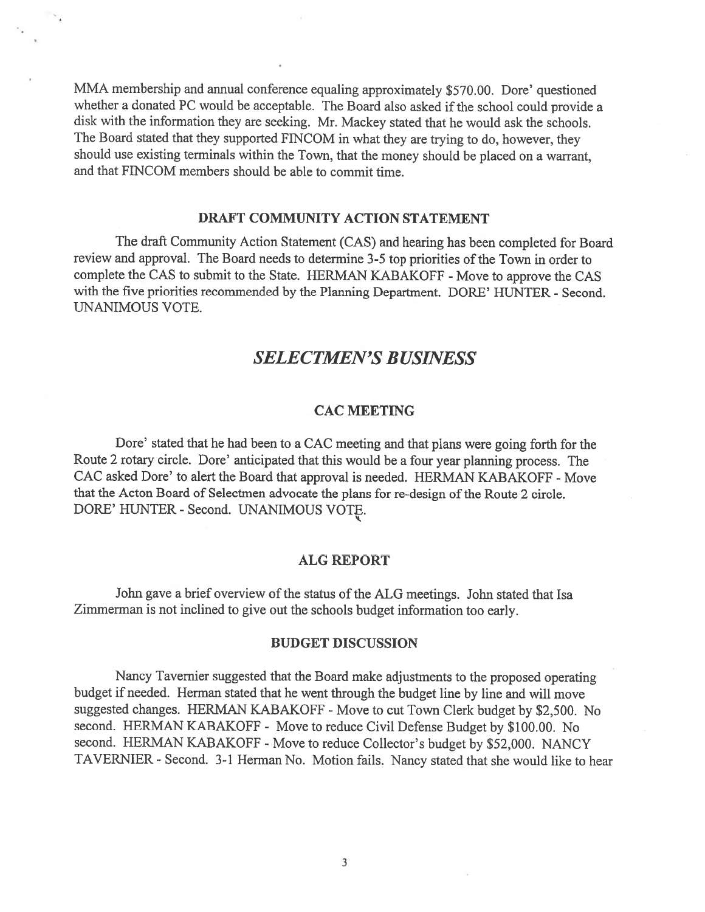MMA membership and annual conference equaling approximately $570.00. Dore' questioned whether a donated PC would be acceptable. The Board also asked if the school could provide a disk with the information they are seeking. Mr. Mackey stated that he would ask the schools. The Board stated that they supported FINCOM in what they are trying to do, however, they should use existing terminals within the Town, that the money should be placed on a warrant, and that FINCOM members should be able to commit time.

### DRAFT COMMUNITY ACTION STATEMENT

The draft Community Action Statement (CAS) and hearing has been completed for Board review and approval. The Board needs to determine 3-5 top priorities of the Town in order to complete the CAS to submit to the State. HERMAN KABAKOFF - Move to approve the CAS with the five priorities recommended by the Planning Department. DORE' HUNTER - Second. UNANIMOUS VOTE.

## *SELECTMEN'S BUSINESS*

### CAC MEETING

Dore' stated that he had been to a CAC meeting and that plans were going forth for the Route 2 rotary circle. Dore' anticipated that this would be a four year planning process. The CAC asked Dore' to alert the Board that approval is needed. HERMAN KABAKOFF - Move that the Acton Board of Selectmen advocate the plans for re-design of the Route 2 circle. DORE' HUNTER - Second. UNANIMOUS VOTE.

### ALG REPORT

John gave a brief overview of the status of the ALG meetings. John stated that Isa Zimmerman is not inclined to give out the schools budget information too early.

### BUDGET DISCUSSION

Nancy Tavernier suggested that the Board make adjustments to the proposed operating budget if needed. Herman stated that he went through the budget line by line and will move suggested changes. HERMAN KABAKOFF - Move to cut Town Clerk budget by $2,500. No second. HERMAN KABAKOFF - Move to reduce Civil Defense Budget by $100.00. No second. HERMAN KABAKOFF - Move to reduce Collector's budget by $52,000. NANCY TAVERNIER - Second. 3-1 Herman No. Motion fails. Nancy stated that she would like to hear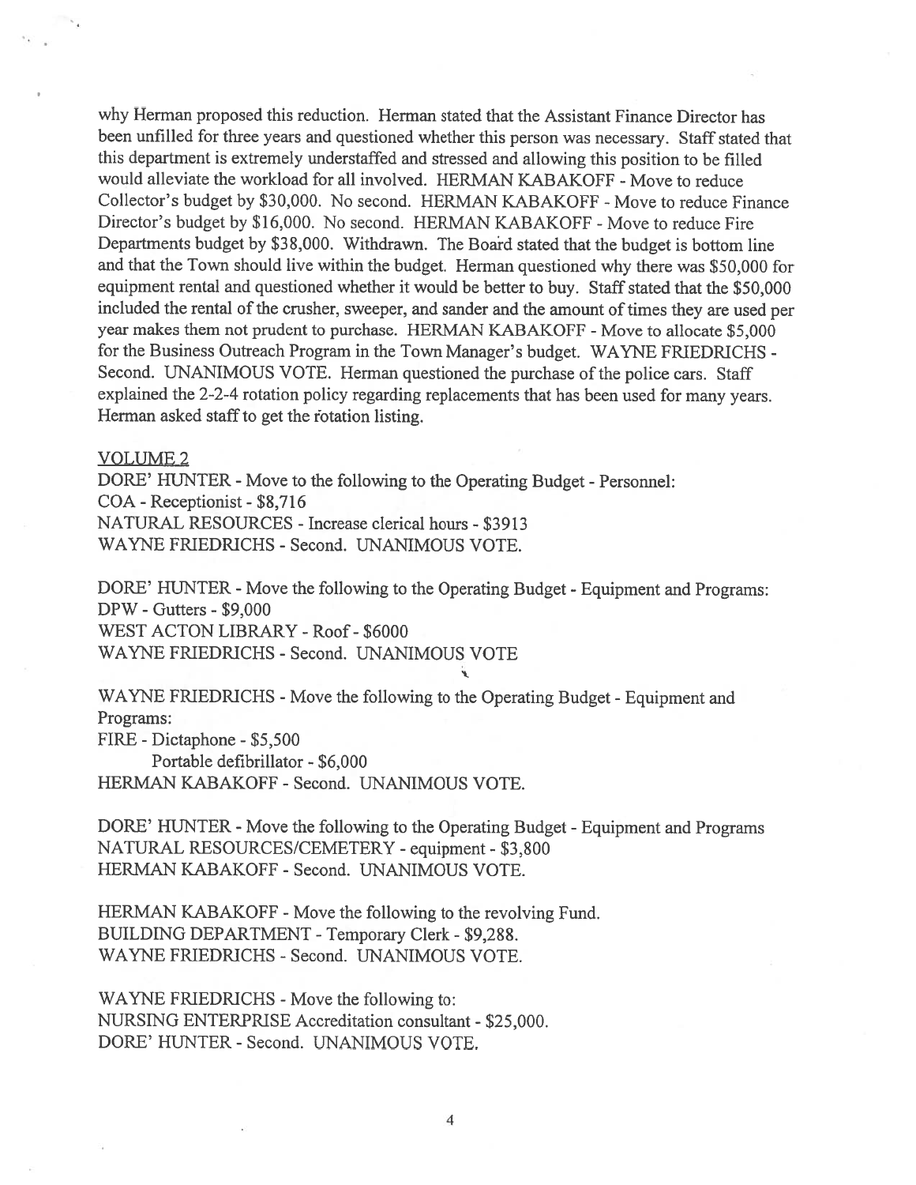why Herman proposed this reduction. Herman stated that the Assistant Finance Director has been unfilled for three years and questioned whether this person was necessary. Staff stated that this department is extremely understaffed and stressed and allowing this position to be filled would alleviate the workload for all involved. HERMAN KABAKOFF - Move to reduce Collector's budget by $30,000. No second. HERMAN KABAKOFF - Move to reduce Finance Director's budget by $16,000. No second. HERMAN KABAKOFF - Move to reduce Fire Departments budget by $38,000. Withdrawn. The Board stated that the budget is bottom line and that the Town should live within the budget. Herman questioned why there was $50,000 for equipment rental and questioned whether it would be better to buy. Staff stated that the $50,000 included the rental of the crusher, sweeper, and sander and the amount of times they are used per year makes them not prudent to purchase. HERMAN KABAKOFF - Move to allocate $5,000 for the Business Outreach Program in the Town Manager's budget. WAYNE FRIEDRICHS - Second. UNANIMOUS VOTE. Herman questioned the purchase of the police cars. Staff explained the 2-2-4 rotation policy regarding replacements that has been used for many years. Herman asked staff to get the rotation listing.

VOLUME 2

DORE' HUNTER - Move to the following to the Operating Budget - Personnel:
COA - Receptionist - $8,716
NATURAL RESOURCES - Increase clerical hours - $3913
WAYNE FRIEDRICHS - Second. UNANIMOUS VOTE.

DORE' HUNTER - Move the following to the Operating Budget - Equipment and Programs:
DPW - Gutters - $9,000
WEST ACTON LIBRARY - Roof - $6000
WAYNE FRIEDRICHS - Second. UNANIMOUS VOTE

WAYNE FRIEDRICHS - Move the following to the Operating Budget - Equipment and Programs:
FIRE - Dictaphone - $5,500
Portable defibrillator - $6,000
HERMAN KABAKOFF - Second. UNANIMOUS VOTE.

DORE' HUNTER - Move the following to the Operating Budget - Equipment and Programs
NATURAL RESOURCES/CEMETERY - equipment - $3,800
HERMAN KABAKOFF - Second. UNANIMOUS VOTE.

HERMAN KABAKOFF - Move the following to the revolving Fund.
BUILDING DEPARTMENT - Temporary Clerk - $9,288.
WAYNE FRIEDRICHS - Second. UNANIMOUS VOTE.

WAYNE FRIEDRICHS - Move the following to:
NURSING ENTERPRISE Accreditation consultant - $25,000.
DORE' HUNTER - Second. UNANIMOUS VOTE.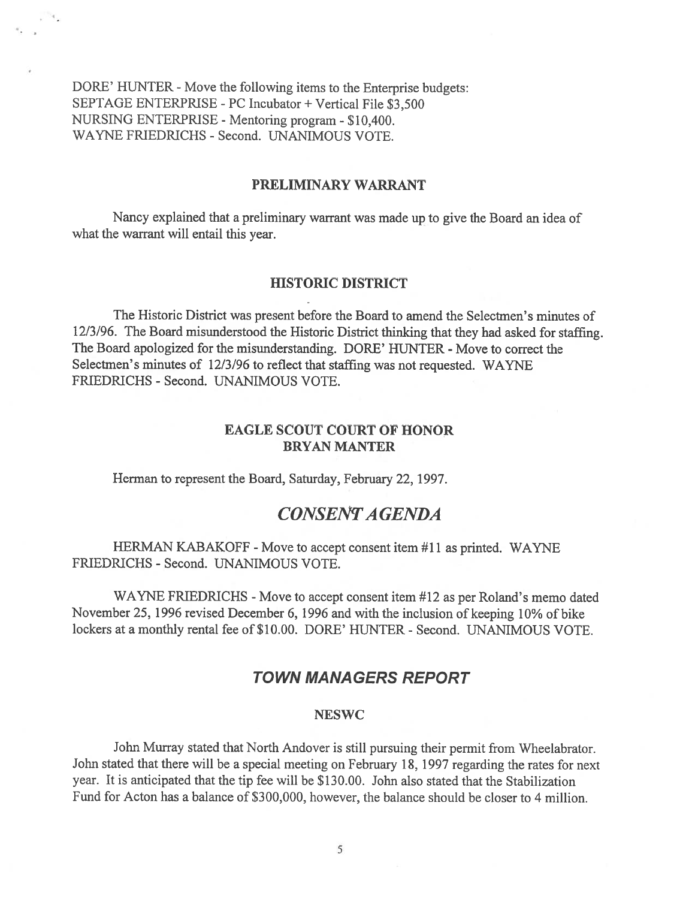DORE' HUNTER - Move the following items to the Enterprise budgets:
SEPTAGE ENTERPRISE - PC Incubator + Vertical File $3,500
NURSING ENTERPRISE - Mentoring program - $10,400.
WAYNE FRIEDRICHS - Second. UNANIMOUS VOTE.

## PRELIMINARY WARRANT

Nancy explained that a preliminary warrant was made up to give the Board an idea of what the warrant will entail this year.

## HISTORIC DISTRICT

The Historic District was present before the Board to amend the Selectmen's minutes of 12/3/96. The Board misunderstood the Historic District thinking that they had asked for staffing. The Board apologized for the misunderstanding. DORE' HUNTER - Move to correct the Selectmen's minutes of 12/3/96 to reflect that staffing was not requested. WAYNE FRIEDRICHS - Second. UNANIMOUS VOTE.

## EAGLE SCOUT COURT OF HONOR
## BRYAN MANTER

Herman to represent the Board, Saturday, February 22, 1997.

# *CONSENT AGENDA*

HERMAN KABAKOFF - Move to accept consent item #11 as printed. WAYNE FRIEDRICHS - Second. UNANIMOUS VOTE.

WAYNE FRIEDRICHS - Move to accept consent item #12 as per Roland's memo dated November 25, 1996 revised December 6, 1996 and with the inclusion of keeping 10% of bike lockers at a monthly rental fee of $10.00. DORE' HUNTER - Second. UNANIMOUS VOTE.

# *TOWN MANAGERS REPORT*

## NESWC

John Murray stated that North Andover is still pursuing their permit from Wheelabrator. John stated that there will be a special meeting on February 18, 1997 regarding the rates for next year. It is anticipated that the tip fee will be $130.00. John also stated that the Stabilization Fund for Acton has a balance of $300,000, however, the balance should be closer to 4 million.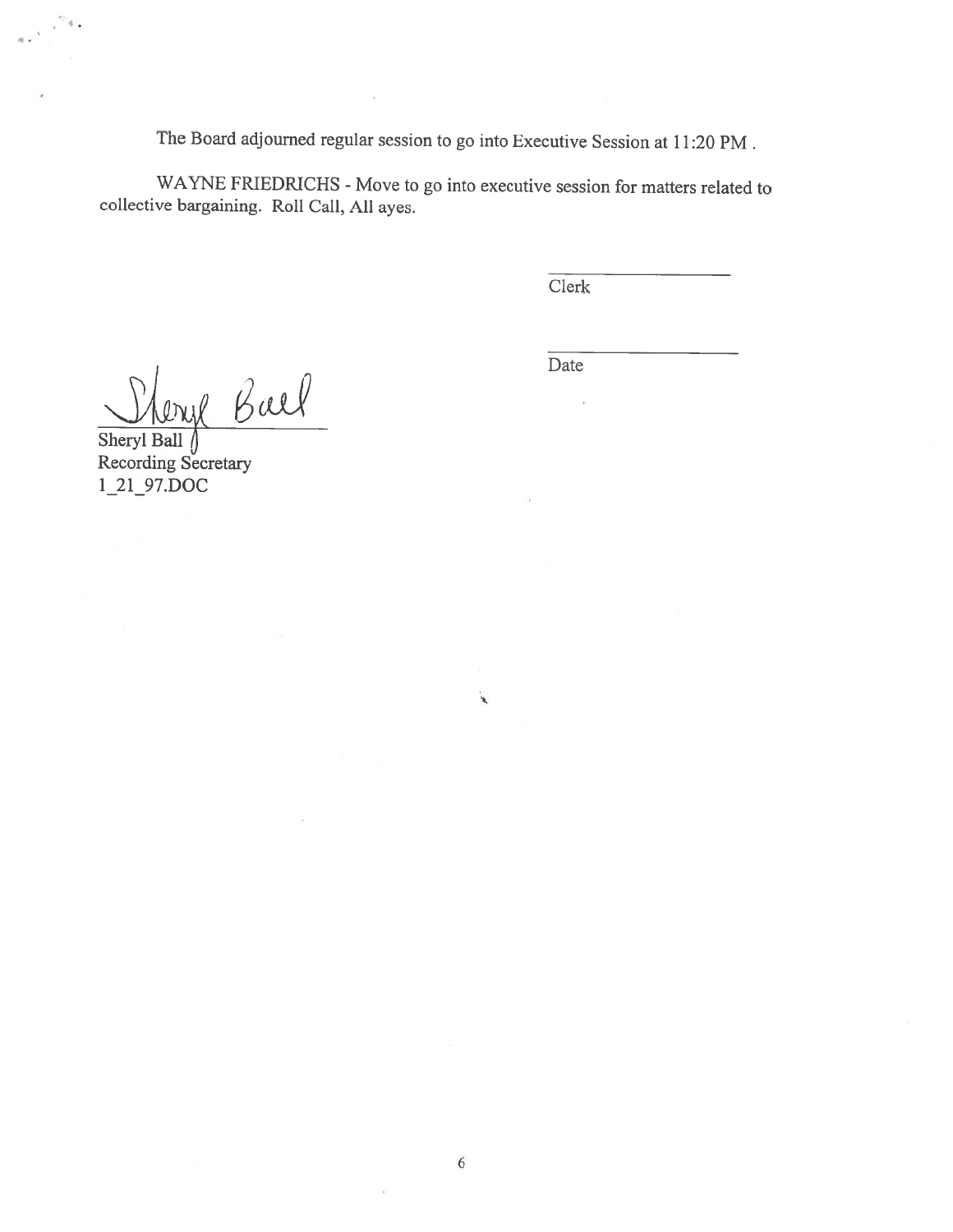The Board adjourned regular session to go into Executive Session at 11:20 PM .

WAYNE FRIEDRICHS - Move to go into executive session for matters related to collective bargaining. Roll Call, All ayes.

Clerk

Date

Sheryl Ball
Recording Secretary
1_21_97.DOC